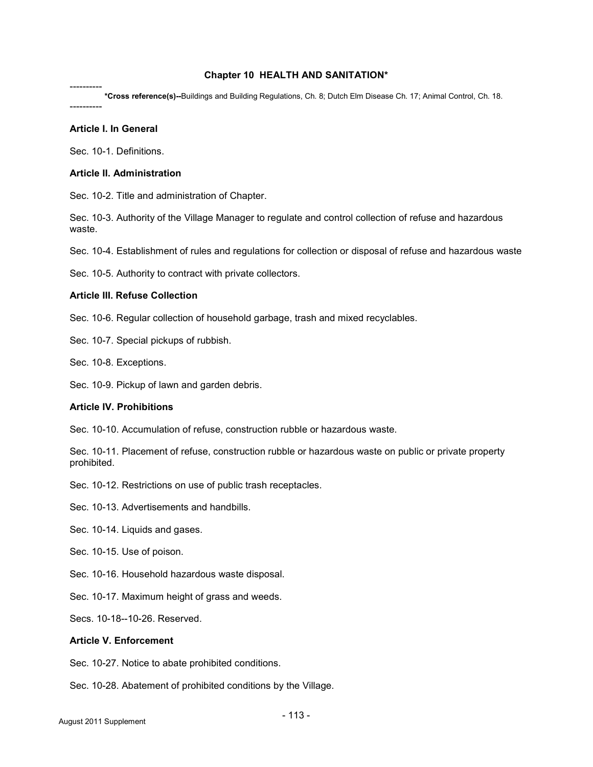# Chapter 10 HEALTH AND SANITATION*

----------

**\*Cross reference(s)--**Buildings and Building Regulations, Ch. 8; Dutch Elm Disease Ch. 17; Animal Control, Ch. 18.

----------

**Article I. In General**

Sec. 10-1. Definitions.

**Article II. Administration**

Sec. 10-2. Title and administration of Chapter.

Sec. 10-3. Authority of the Village Manager to regulate and control collection of refuse and hazardous waste.

Sec. 10-4. Establishment of rules and regulations for collection or disposal of refuse and hazardous waste

Sec. 10-5. Authority to contract with private collectors.

**Article III. Refuse Collection**

Sec. 10-6. Regular collection of household garbage, trash and mixed recyclables.

Sec. 10-7. Special pickups of rubbish.

Sec. 10-8. Exceptions.

Sec. 10-9. Pickup of lawn and garden debris.

**Article IV. Prohibitions**

Sec. 10-10. Accumulation of refuse, construction rubble or hazardous waste.

Sec. 10-11. Placement of refuse, construction rubble or hazardous waste on public or private property prohibited.

Sec. 10-12. Restrictions on use of public trash receptacles.

Sec. 10-13. Advertisements and handbills.

Sec. 10-14. Liquids and gases.

Sec. 10-15. Use of poison.

Sec. 10-16. Household hazardous waste disposal.

Sec. 10-17. Maximum height of grass and weeds.

Secs. 10-18--10-26. Reserved.

**Article V. Enforcement**

Sec. 10-27. Notice to abate prohibited conditions.

Sec. 10-28. Abatement of prohibited conditions by the Village.

August 2011 Supplement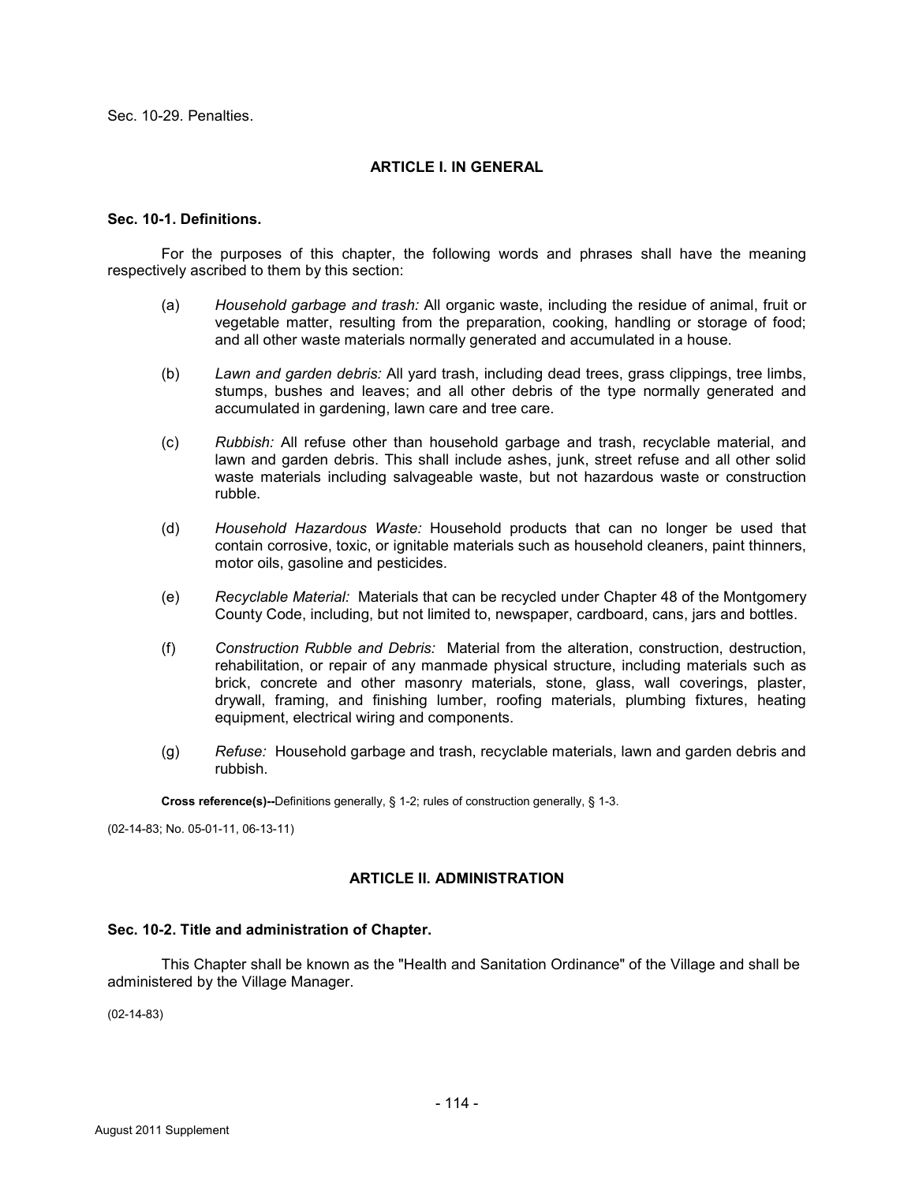Sec. 10-29. Penalties.

## ARTICLE I. IN GENERAL

### Sec. 10-1. Definitions.

For the purposes of this chapter, the following words and phrases shall have the meaning respectively ascribed to them by this section:

(a) *Household garbage and trash:* All organic waste, including the residue of animal, fruit or vegetable matter, resulting from the preparation, cooking, handling or storage of food; and all other waste materials normally generated and accumulated in a house.

(b) *Lawn and garden debris:* All yard trash, including dead trees, grass clippings, tree limbs, stumps, bushes and leaves; and all other debris of the type normally generated and accumulated in gardening, lawn care and tree care.

(c) *Rubbish:* All refuse other than household garbage and trash, recyclable material, and lawn and garden debris. This shall include ashes, junk, street refuse and all other solid waste materials including salvageable waste, but not hazardous waste or construction rubble.

(d) *Household Hazardous Waste:* Household products that can no longer be used that contain corrosive, toxic, or ignitable materials such as household cleaners, paint thinners, motor oils, gasoline and pesticides.

(e) *Recyclable Material:* Materials that can be recycled under Chapter 48 of the Montgomery County Code, including, but not limited to, newspaper, cardboard, cans, jars and bottles.

(f) *Construction Rubble and Debris:* Material from the alteration, construction, destruction, rehabilitation, or repair of any manmade physical structure, including materials such as brick, concrete and other masonry materials, stone, glass, wall coverings, plaster, drywall, framing, and finishing lumber, roofing materials, plumbing fixtures, heating equipment, electrical wiring and components.

(g) *Refuse:* Household garbage and trash, recyclable materials, lawn and garden debris and rubbish.

**Cross reference(s)--**Definitions generally, § 1-2; rules of construction generally, § 1-3.

(02-14-83; No. 05-01-11, 06-13-11)

## ARTICLE II. ADMINISTRATION

### Sec. 10-2. Title and administration of Chapter.

This Chapter shall be known as the "Health and Sanitation Ordinance" of the Village and shall be administered by the Village Manager.

(02-14-83)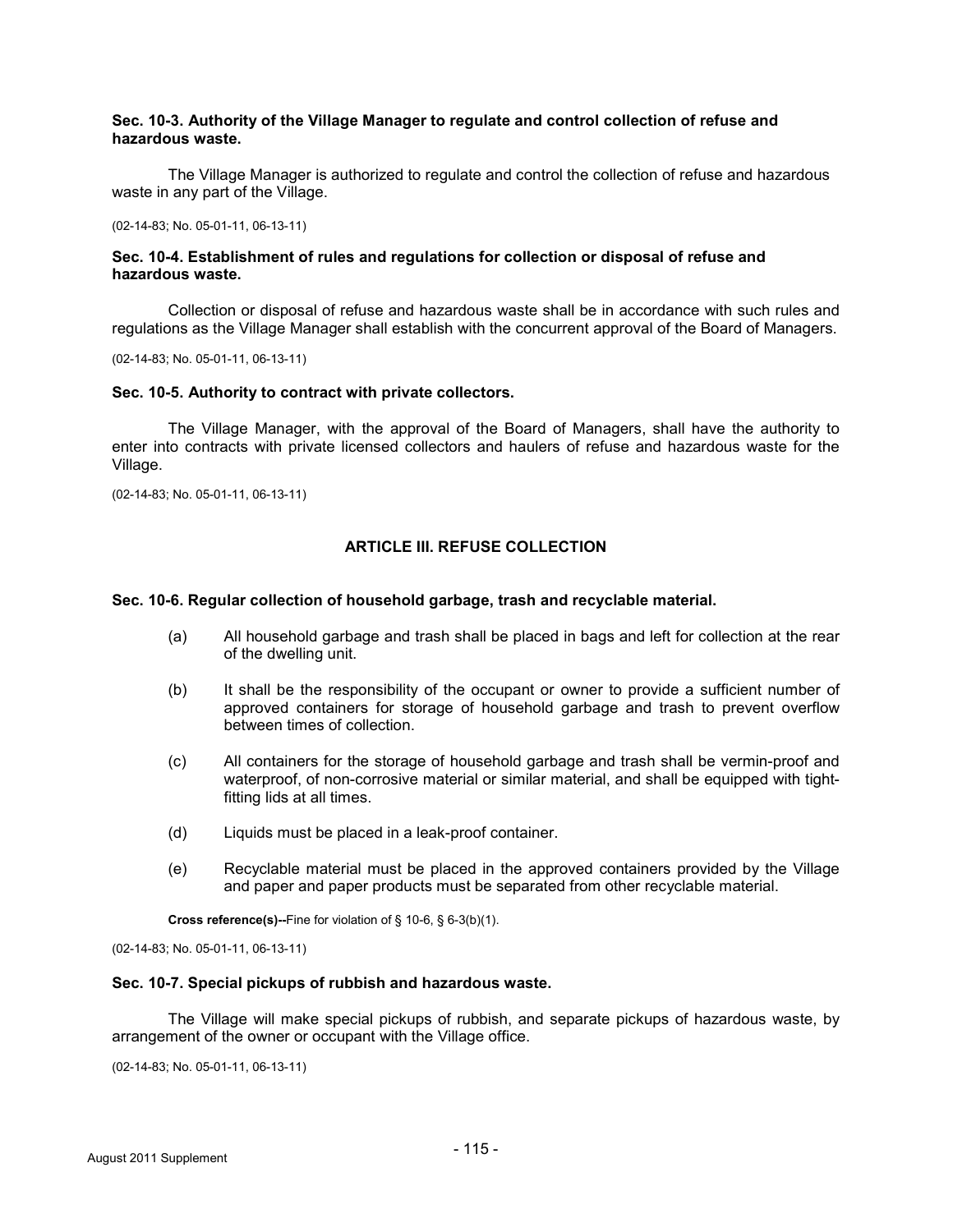### Sec. 10-3. Authority of the Village Manager to regulate and control collection of refuse and hazardous waste.

The Village Manager is authorized to regulate and control the collection of refuse and hazardous waste in any part of the Village.

(02-14-83; No. 05-01-11, 06-13-11)

### Sec. 10-4. Establishment of rules and regulations for collection or disposal of refuse and hazardous waste.

Collection or disposal of refuse and hazardous waste shall be in accordance with such rules and regulations as the Village Manager shall establish with the concurrent approval of the Board of Managers.

(02-14-83; No. 05-01-11, 06-13-11)

### Sec. 10-5. Authority to contract with private collectors.

The Village Manager, with the approval of the Board of Managers, shall have the authority to enter into contracts with private licensed collectors and haulers of refuse and hazardous waste for the Village.

(02-14-83; No. 05-01-11, 06-13-11)

## ARTICLE III. REFUSE COLLECTION

### Sec. 10-6. Regular collection of household garbage, trash and recyclable material.

(a) All household garbage and trash shall be placed in bags and left for collection at the rear of the dwelling unit.

(b) It shall be the responsibility of the occupant or owner to provide a sufficient number of approved containers for storage of household garbage and trash to prevent overflow between times of collection.

(c) All containers for the storage of household garbage and trash shall be vermin-proof and waterproof, of non-corrosive material or similar material, and shall be equipped with tight-fitting lids at all times.

(d) Liquids must be placed in a leak-proof container.

(e) Recyclable material must be placed in the approved containers provided by the Village and paper and paper products must be separated from other recyclable material.

**Cross reference(s)--**Fine for violation of § 10-6, § 6-3(b)(1).

(02-14-83; No. 05-01-11, 06-13-11)

### Sec. 10-7. Special pickups of rubbish and hazardous waste.

The Village will make special pickups of rubbish, and separate pickups of hazardous waste, by arrangement of the owner or occupant with the Village office.

(02-14-83; No. 05-01-11, 06-13-11)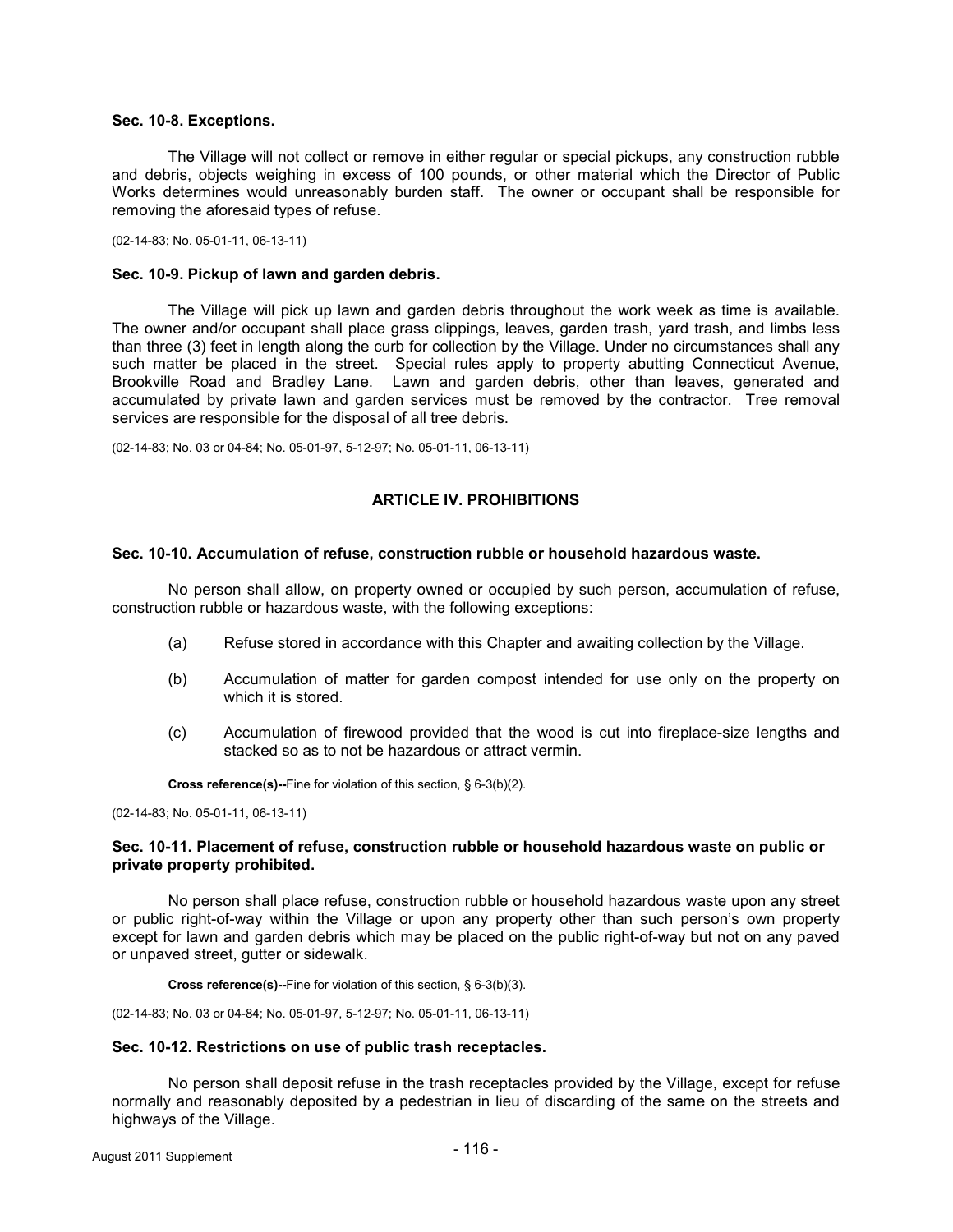### Sec. 10-8. Exceptions.

The Village will not collect or remove in either regular or special pickups, any construction rubble and debris, objects weighing in excess of 100 pounds, or other material which the Director of Public Works determines would unreasonably burden staff. The owner or occupant shall be responsible for removing the aforesaid types of refuse.

(02-14-83; No. 05-01-11, 06-13-11)

### Sec. 10-9. Pickup of lawn and garden debris.

The Village will pick up lawn and garden debris throughout the work week as time is available. The owner and/or occupant shall place grass clippings, leaves, garden trash, yard trash, and limbs less than three (3) feet in length along the curb for collection by the Village. Under no circumstances shall any such matter be placed in the street. Special rules apply to property abutting Connecticut Avenue, Brookville Road and Bradley Lane. Lawn and garden debris, other than leaves, generated and accumulated by private lawn and garden services must be removed by the contractor. Tree removal services are responsible for the disposal of all tree debris.

(02-14-83; No. 03 or 04-84; No. 05-01-97, 5-12-97; No. 05-01-11, 06-13-11)

## ARTICLE IV. PROHIBITIONS

### Sec. 10-10. Accumulation of refuse, construction rubble or household hazardous waste.

No person shall allow, on property owned or occupied by such person, accumulation of refuse, construction rubble or hazardous waste, with the following exceptions:

(a) Refuse stored in accordance with this Chapter and awaiting collection by the Village.

(b) Accumulation of matter for garden compost intended for use only on the property on which it is stored.

(c) Accumulation of firewood provided that the wood is cut into fireplace-size lengths and stacked so as to not be hazardous or attract vermin.

**Cross reference(s)--**Fine for violation of this section, § 6-3(b)(2).

(02-14-83; No. 05-01-11, 06-13-11)

### Sec. 10-11. Placement of refuse, construction rubble or household hazardous waste on public or private property prohibited.

No person shall place refuse, construction rubble or household hazardous waste upon any street or public right-of-way within the Village or upon any property other than such person's own property except for lawn and garden debris which may be placed on the public right-of-way but not on any paved or unpaved street, gutter or sidewalk.

**Cross reference(s)--**Fine for violation of this section, § 6-3(b)(3).

(02-14-83; No. 03 or 04-84; No. 05-01-97, 5-12-97; No. 05-01-11, 06-13-11)

### Sec. 10-12. Restrictions on use of public trash receptacles.

No person shall deposit refuse in the trash receptacles provided by the Village, except for refuse normally and reasonably deposited by a pedestrian in lieu of discarding of the same on the streets and highways of the Village.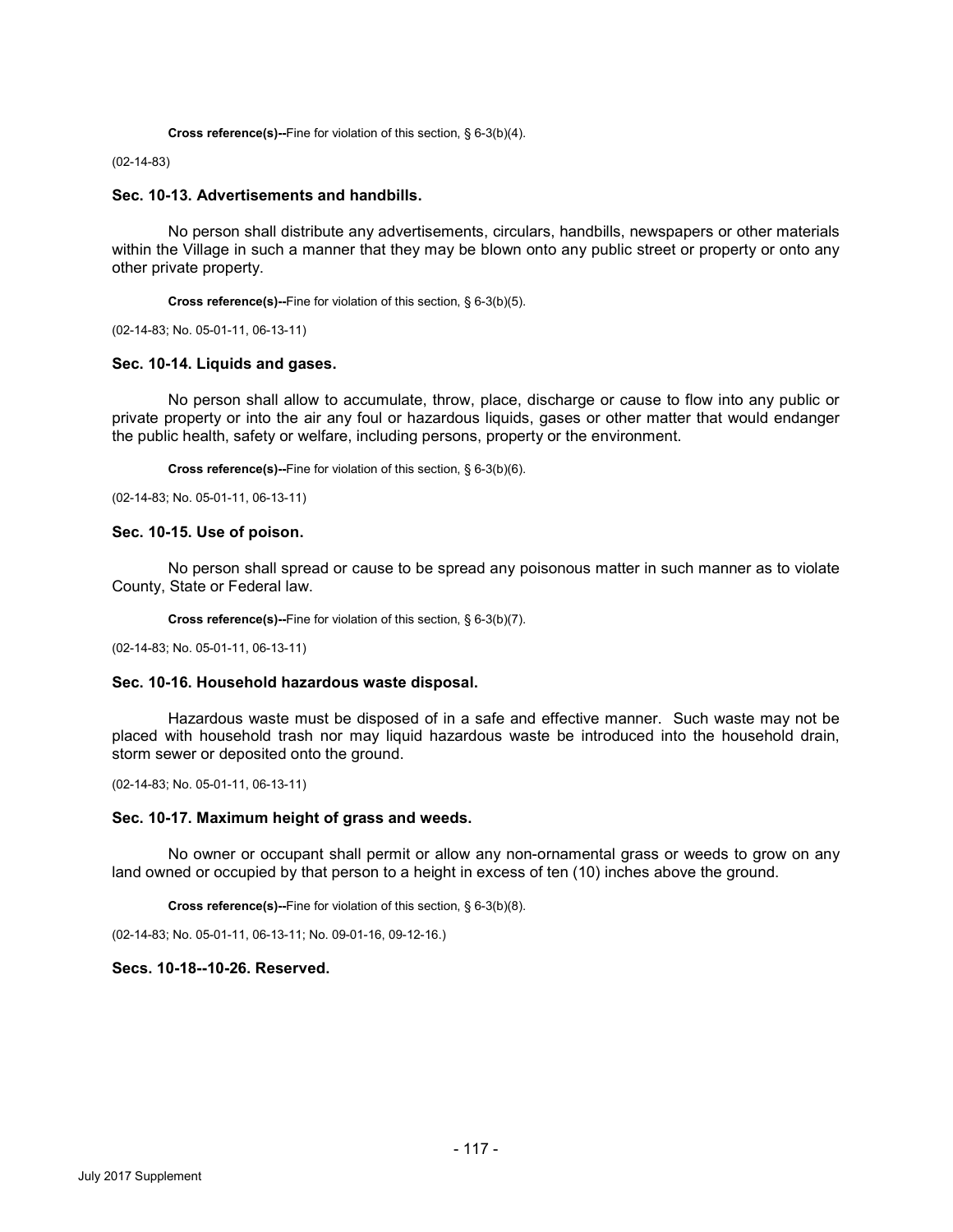**Cross reference(s)--**Fine for violation of this section, § 6-3(b)(4).

(02-14-83)

### Sec. 10-13. Advertisements and handbills.

No person shall distribute any advertisements, circulars, handbills, newspapers or other materials within the Village in such a manner that they may be blown onto any public street or property or onto any other private property.

**Cross reference(s)--**Fine for violation of this section, § 6-3(b)(5).

(02-14-83; No. 05-01-11, 06-13-11)

### Sec. 10-14. Liquids and gases.

No person shall allow to accumulate, throw, place, discharge or cause to flow into any public or private property or into the air any foul or hazardous liquids, gases or other matter that would endanger the public health, safety or welfare, including persons, property or the environment.

**Cross reference(s)--**Fine for violation of this section, § 6-3(b)(6).

(02-14-83; No. 05-01-11, 06-13-11)

### Sec. 10-15. Use of poison.

No person shall spread or cause to be spread any poisonous matter in such manner as to violate County, State or Federal law.

**Cross reference(s)--**Fine for violation of this section, § 6-3(b)(7).

(02-14-83; No. 05-01-11, 06-13-11)

### Sec. 10-16. Household hazardous waste disposal.

Hazardous waste must be disposed of in a safe and effective manner. Such waste may not be placed with household trash nor may liquid hazardous waste be introduced into the household drain, storm sewer or deposited onto the ground.

(02-14-83; No. 05-01-11, 06-13-11)

### Sec. 10-17. Maximum height of grass and weeds.

No owner or occupant shall permit or allow any non-ornamental grass or weeds to grow on any land owned or occupied by that person to a height in excess of ten (10) inches above the ground.

**Cross reference(s)--**Fine for violation of this section, § 6-3(b)(8).

(02-14-83; No. 05-01-11, 06-13-11; No. 09-01-16, 09-12-16.)

### Secs. 10-18--10-26. Reserved.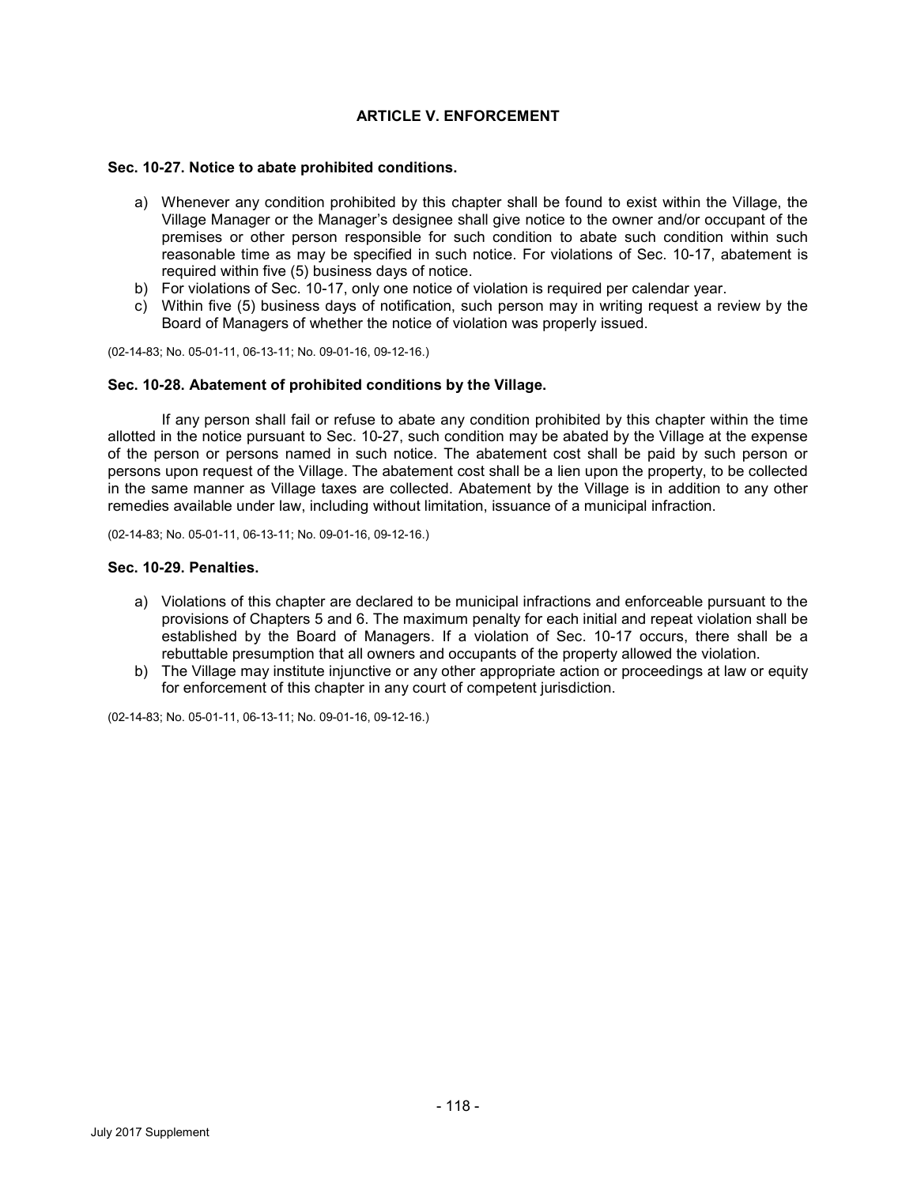## ARTICLE V. ENFORCEMENT

### Sec. 10-27. Notice to abate prohibited conditions.

a) Whenever any condition prohibited by this chapter shall be found to exist within the Village, the Village Manager or the Manager's designee shall give notice to the owner and/or occupant of the premises or other person responsible for such condition to abate such condition within such reasonable time as may be specified in such notice. For violations of Sec. 10-17, abatement is required within five (5) business days of notice.
b) For violations of Sec. 10-17, only one notice of violation is required per calendar year.
c) Within five (5) business days of notification, such person may in writing request a review by the Board of Managers of whether the notice of violation was properly issued.

(02-14-83; No. 05-01-11, 06-13-11; No. 09-01-16, 09-12-16.)

### Sec. 10-28. Abatement of prohibited conditions by the Village.

If any person shall fail or refuse to abate any condition prohibited by this chapter within the time allotted in the notice pursuant to Sec. 10-27, such condition may be abated by the Village at the expense of the person or persons named in such notice. The abatement cost shall be paid by such person or persons upon request of the Village. The abatement cost shall be a lien upon the property, to be collected in the same manner as Village taxes are collected. Abatement by the Village is in addition to any other remedies available under law, including without limitation, issuance of a municipal infraction.

(02-14-83; No. 05-01-11, 06-13-11; No. 09-01-16, 09-12-16.)

### Sec. 10-29. Penalties.

a) Violations of this chapter are declared to be municipal infractions and enforceable pursuant to the provisions of Chapters 5 and 6. The maximum penalty for each initial and repeat violation shall be established by the Board of Managers. If a violation of Sec. 10-17 occurs, there shall be a rebuttable presumption that all owners and occupants of the property allowed the violation.
b) The Village may institute injunctive or any other appropriate action or proceedings at law or equity for enforcement of this chapter in any court of competent jurisdiction.

(02-14-83; No. 05-01-11, 06-13-11; No. 09-01-16, 09-12-16.)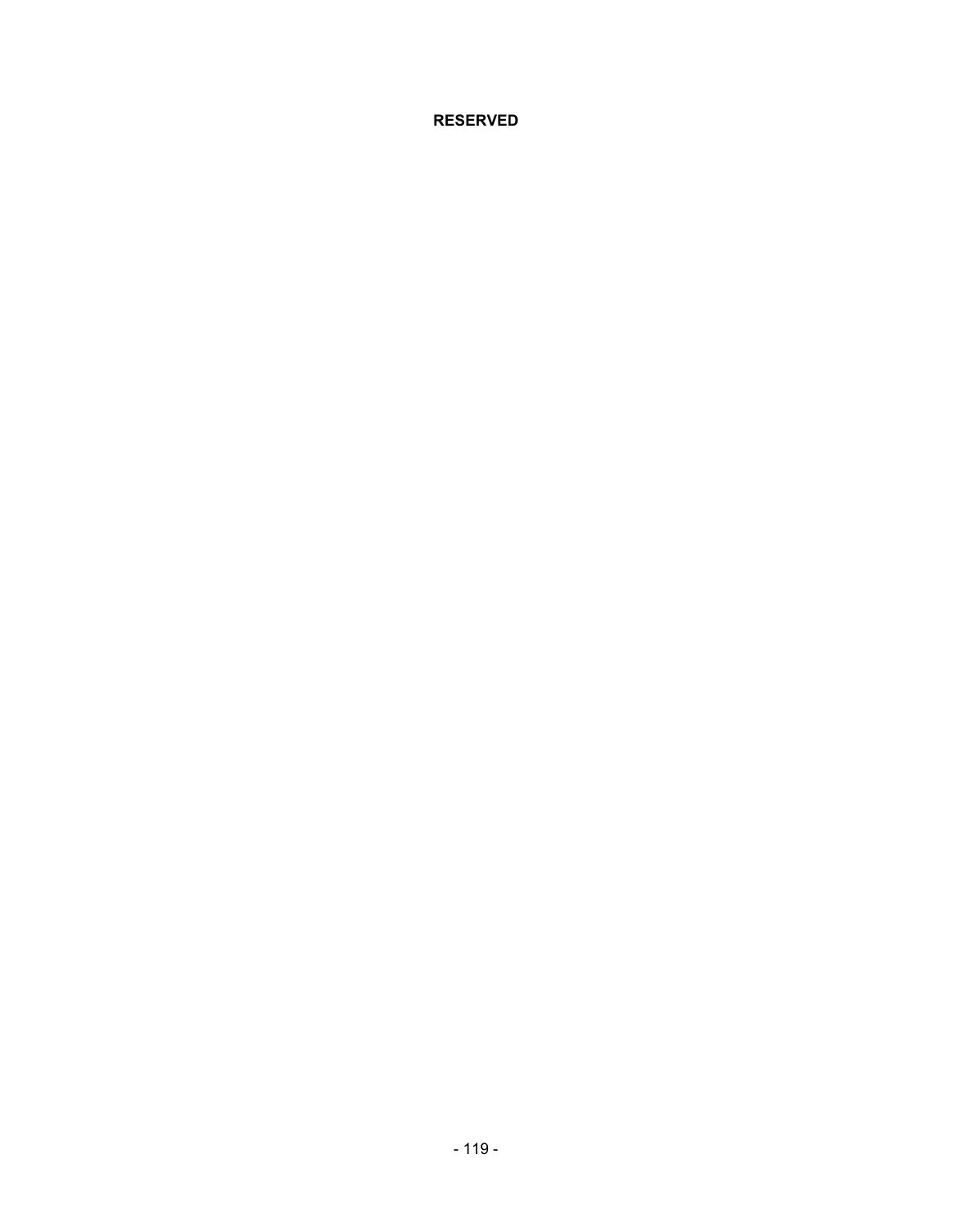**RESERVED**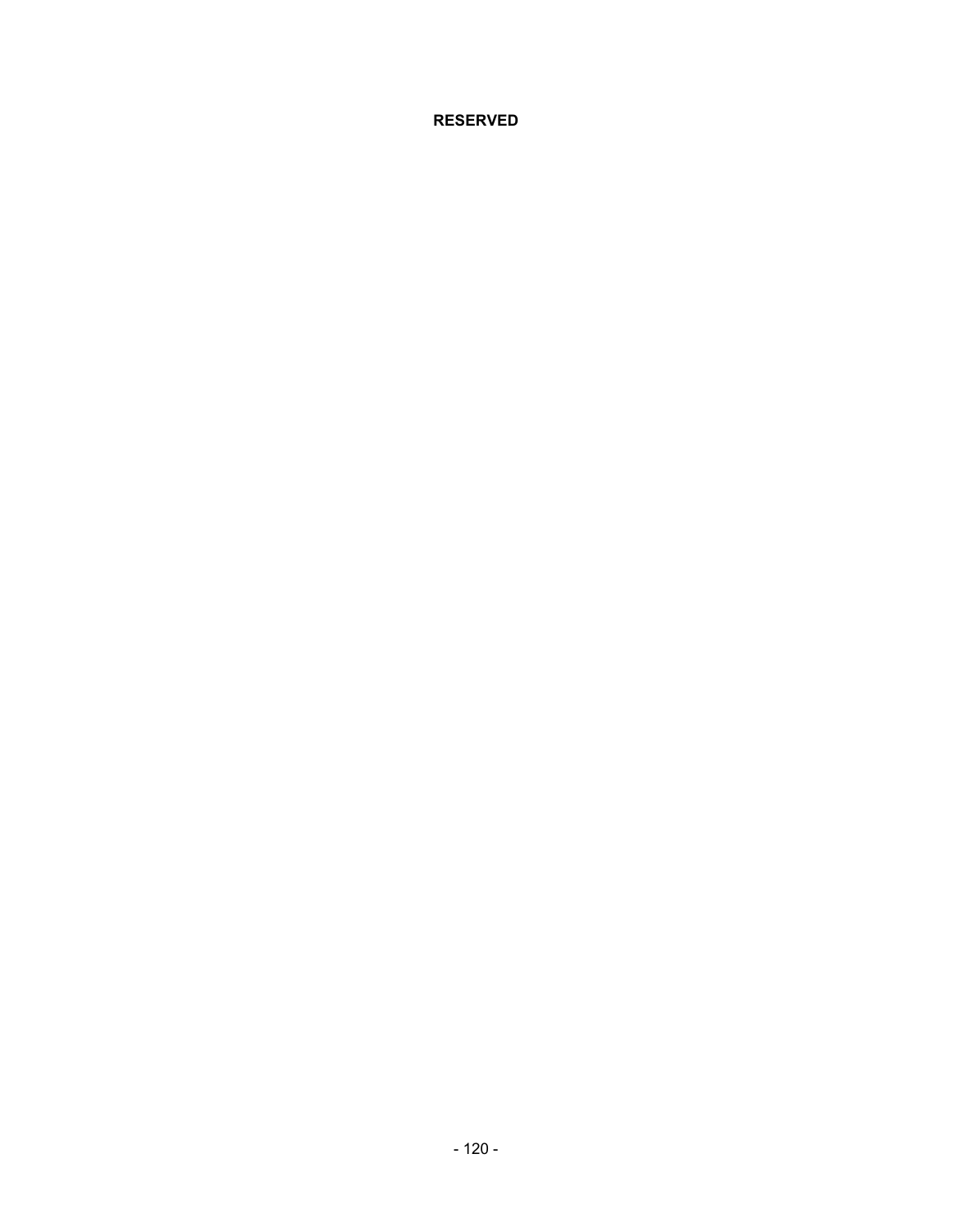**RESERVED**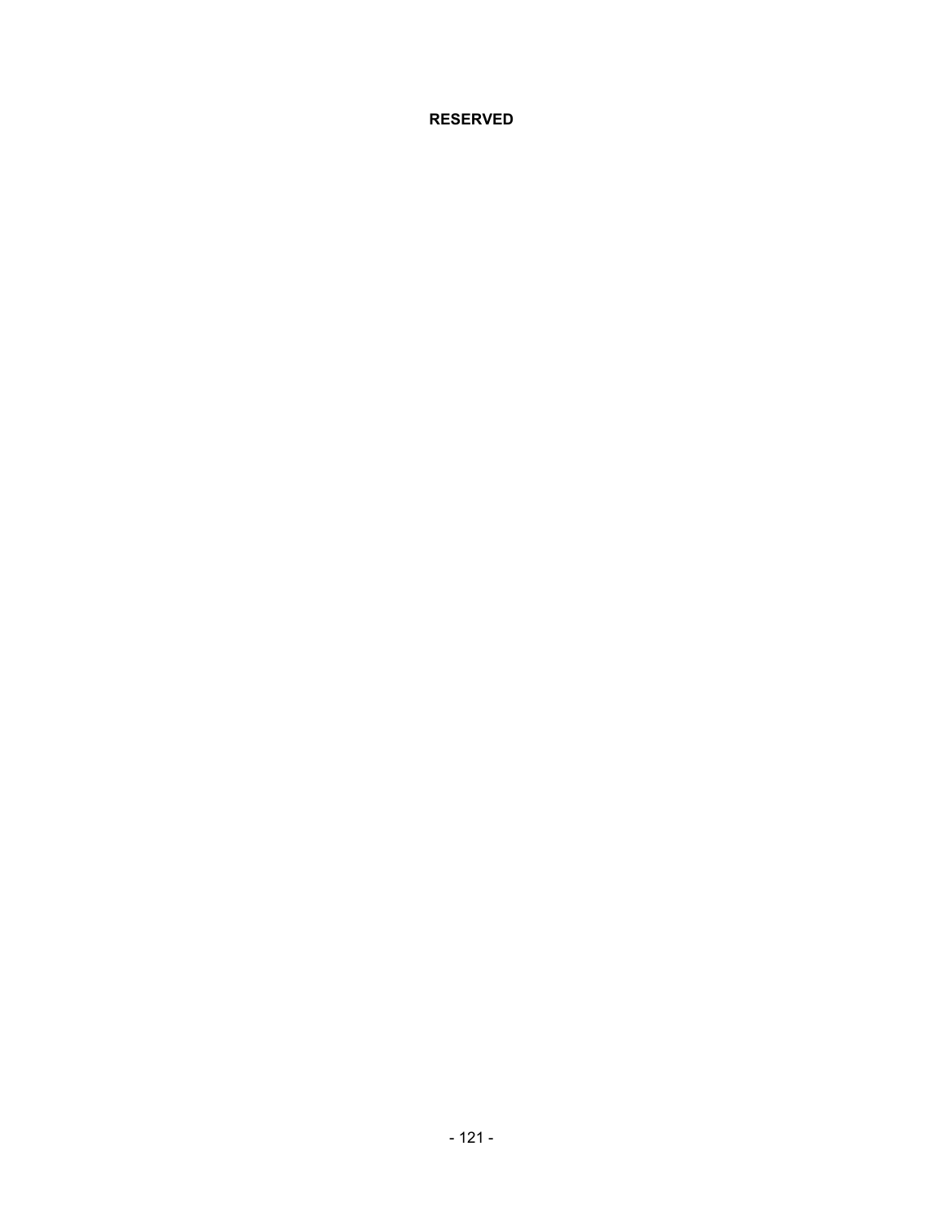**RESERVED**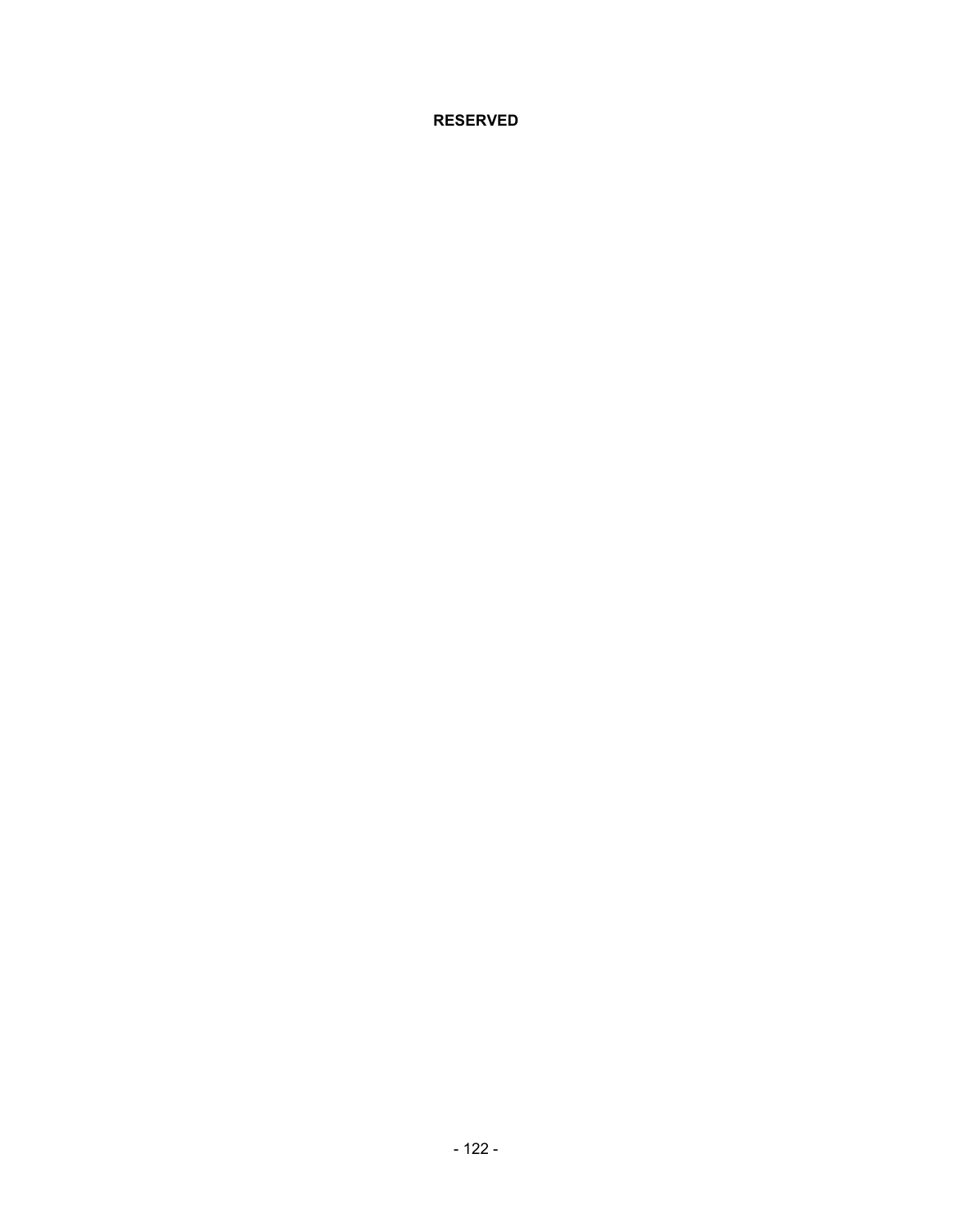**RESERVED**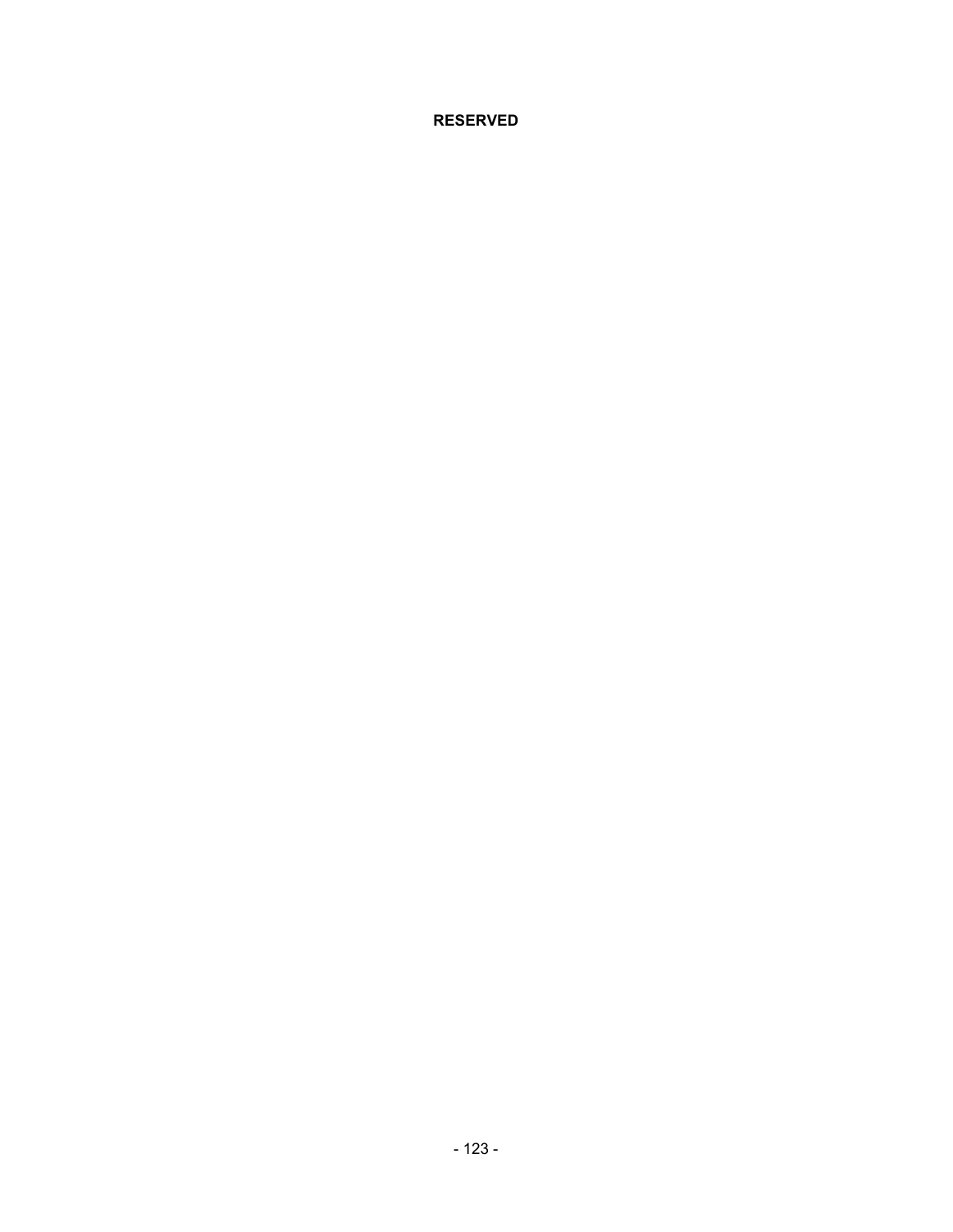**RESERVED**